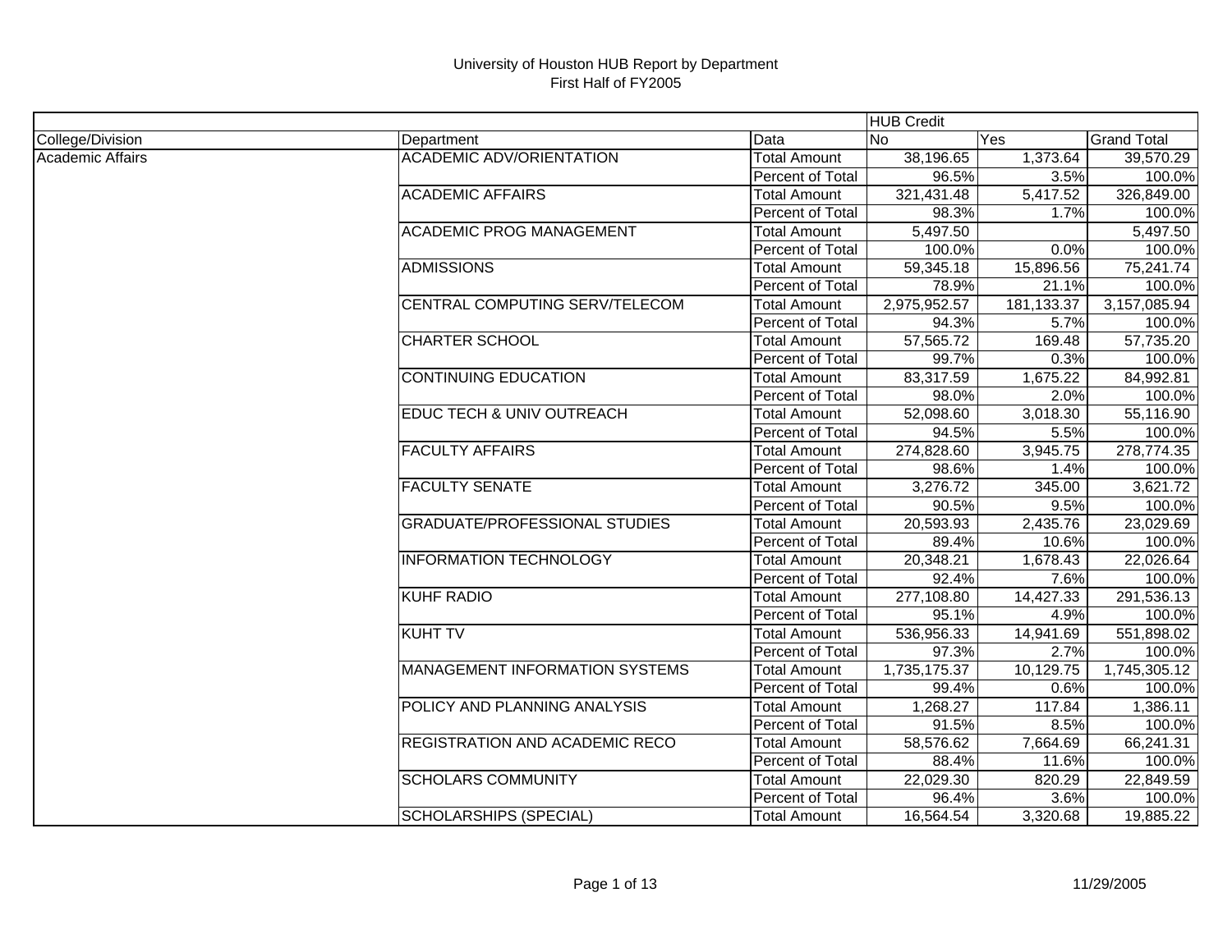University of Houston HUB Report by Department
First Half of FY2005

| | | | HUB Credit | | |
|---|---|---|---|---|---|
| College/Division | Department | Data | No | Yes | Grand Total |
| Academic Affairs | ACADEMIC ADV/ORIENTATION | Total Amount | 38,196.65 | 1,373.64 | 39,570.29 |
| | | Percent of Total | 96.5% | 3.5% | 100.0% |
| | ACADEMIC AFFAIRS | Total Amount | 321,431.48 | 5,417.52 | 326,849.00 |
| | | Percent of Total | 98.3% | 1.7% | 100.0% |
| | ACADEMIC PROG MANAGEMENT | Total Amount | 5,497.50 | | 5,497.50 |
| | | Percent of Total | 100.0% | 0.0% | 100.0% |
| | ADMISSIONS | Total Amount | 59,345.18 | 15,896.56 | 75,241.74 |
| | | Percent of Total | 78.9% | 21.1% | 100.0% |
| | CENTRAL COMPUTING SERV/TELECOM | Total Amount | 2,975,952.57 | 181,133.37 | 3,157,085.94 |
| | | Percent of Total | 94.3% | 5.7% | 100.0% |
| | CHARTER SCHOOL | Total Amount | 57,565.72 | 169.48 | 57,735.20 |
| | | Percent of Total | 99.7% | 0.3% | 100.0% |
| | CONTINUING EDUCATION | Total Amount | 83,317.59 | 1,675.22 | 84,992.81 |
| | | Percent of Total | 98.0% | 2.0% | 100.0% |
| | EDUC TECH & UNIV OUTREACH | Total Amount | 52,098.60 | 3,018.30 | 55,116.90 |
| | | Percent of Total | 94.5% | 5.5% | 100.0% |
| | FACULTY AFFAIRS | Total Amount | 274,828.60 | 3,945.75 | 278,774.35 |
| | | Percent of Total | 98.6% | 1.4% | 100.0% |
| | FACULTY SENATE | Total Amount | 3,276.72 | 345.00 | 3,621.72 |
| | | Percent of Total | 90.5% | 9.5% | 100.0% |
| | GRADUATE/PROFESSIONAL STUDIES | Total Amount | 20,593.93 | 2,435.76 | 23,029.69 |
| | | Percent of Total | 89.4% | 10.6% | 100.0% |
| | INFORMATION TECHNOLOGY | Total Amount | 20,348.21 | 1,678.43 | 22,026.64 |
| | | Percent of Total | 92.4% | 7.6% | 100.0% |
| | KUHF RADIO | Total Amount | 277,108.80 | 14,427.33 | 291,536.13 |
| | | Percent of Total | 95.1% | 4.9% | 100.0% |
| | KUHT TV | Total Amount | 536,956.33 | 14,941.69 | 551,898.02 |
| | | Percent of Total | 97.3% | 2.7% | 100.0% |
| | MANAGEMENT INFORMATION SYSTEMS | Total Amount | 1,735,175.37 | 10,129.75 | 1,745,305.12 |
| | | Percent of Total | 99.4% | 0.6% | 100.0% |
| | POLICY AND PLANNING ANALYSIS | Total Amount | 1,268.27 | 117.84 | 1,386.11 |
| | | Percent of Total | 91.5% | 8.5% | 100.0% |
| | REGISTRATION AND ACADEMIC RECO | Total Amount | 58,576.62 | 7,664.69 | 66,241.31 |
| | | Percent of Total | 88.4% | 11.6% | 100.0% |
| | SCHOLARS COMMUNITY | Total Amount | 22,029.30 | 820.29 | 22,849.59 |
| | | Percent of Total | 96.4% | 3.6% | 100.0% |
| | SCHOLARSHIPS (SPECIAL) | Total Amount | 16,564.54 | 3,320.68 | 19,885.22 |

11/29/2005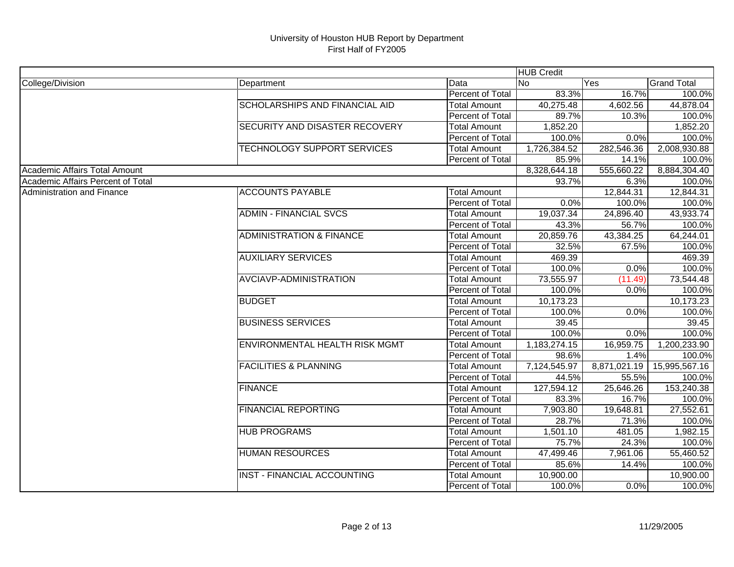# University of Houston HUB Report by Department
First Half of FY2005

| | | | HUB Credit | | |
|---|---|---|---|---|---|
| College/Division | Department | Data | No | Yes | Grand Total |
| | | Percent of Total | 83.3% | 16.7% | 100.0% |
| | SCHOLARSHIPS AND FINANCIAL AID | Total Amount | 40,275.48 | 4,602.56 | 44,878.04 |
| | | Percent of Total | 89.7% | 10.3% | 100.0% |
| | SECURITY AND DISASTER RECOVERY | Total Amount | 1,852.20 | | 1,852.20 |
| | | Percent of Total | 100.0% | 0.0% | 100.0% |
| | TECHNOLOGY SUPPORT SERVICES | Total Amount | 1,726,384.52 | 282,546.36 | 2,008,930.88 |
| | | Percent of Total | 85.9% | 14.1% | 100.0% |
| Academic Affairs Total Amount | | | 8,328,644.18 | 555,660.22 | 8,884,304.40 |
| Academic Affairs Percent of Total | | | 93.7% | 6.3% | 100.0% |
| Administration and Finance | ACCOUNTS PAYABLE | Total Amount | | 12,844.31 | 12,844.31 |
| | | Percent of Total | 0.0% | 100.0% | 100.0% |
| | ADMIN - FINANCIAL SVCS | Total Amount | 19,037.34 | 24,896.40 | 43,933.74 |
| | | Percent of Total | 43.3% | 56.7% | 100.0% |
| | ADMINISTRATION & FINANCE | Total Amount | 20,859.76 | 43,384.25 | 64,244.01 |
| | | Percent of Total | 32.5% | 67.5% | 100.0% |
| | AUXILIARY SERVICES | Total Amount | 469.39 | | 469.39 |
| | | Percent of Total | 100.0% | 0.0% | 100.0% |
| | AVCIAVP-ADMINISTRATION | Total Amount | 73,555.97 | (11.49) | 73,544.48 |
| | | Percent of Total | 100.0% | 0.0% | 100.0% |
| | BUDGET | Total Amount | 10,173.23 | | 10,173.23 |
| | | Percent of Total | 100.0% | 0.0% | 100.0% |
| | BUSINESS SERVICES | Total Amount | 39.45 | | 39.45 |
| | | Percent of Total | 100.0% | 0.0% | 100.0% |
| | ENVIRONMENTAL HEALTH RISK MGMT | Total Amount | 1,183,274.15 | 16,959.75 | 1,200,233.90 |
| | | Percent of Total | 98.6% | 1.4% | 100.0% |
| | FACILITIES & PLANNING | Total Amount | 7,124,545.97 | 8,871,021.19 | 15,995,567.16 |
| | | Percent of Total | 44.5% | 55.5% | 100.0% |
| | FINANCE | Total Amount | 127,594.12 | 25,646.26 | 153,240.38 |
| | | Percent of Total | 83.3% | 16.7% | 100.0% |
| | FINANCIAL REPORTING | Total Amount | 7,903.80 | 19,648.81 | 27,552.61 |
| | | Percent of Total | 28.7% | 71.3% | 100.0% |
| | HUB PROGRAMS | Total Amount | 1,501.10 | 481.05 | 1,982.15 |
| | | Percent of Total | 75.7% | 24.3% | 100.0% |
| | HUMAN RESOURCES | Total Amount | 47,499.46 | 7,961.06 | 55,460.52 |
| | | Percent of Total | 85.6% | 14.4% | 100.0% |
| | INST - FINANCIAL ACCOUNTING | Total Amount | 10,900.00 | | 10,900.00 |
| | | Percent of Total | 100.0% | 0.0% | 100.0% |

11/29/2005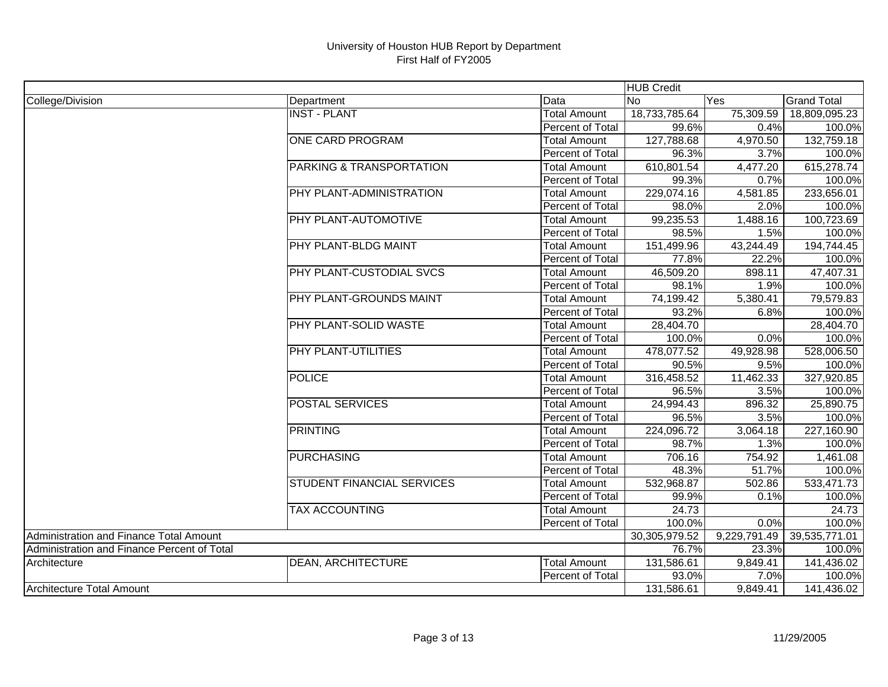University of Houston HUB Report by Department
First Half of FY2005

| | | | HUB Credit | | |
|---|---|---|---|---|---|
| College/Division | Department | Data | No | Yes | Grand Total |
| | INST - PLANT | Total Amount | 18,733,785.64 | 75,309.59 | 18,809,095.23 |
| | | Percent of Total | 99.6% | 0.4% | 100.0% |
| | ONE CARD PROGRAM | Total Amount | 127,788.68 | 4,970.50 | 132,759.18 |
| | | Percent of Total | 96.3% | 3.7% | 100.0% |
| | PARKING & TRANSPORTATION | Total Amount | 610,801.54 | 4,477.20 | 615,278.74 |
| | | Percent of Total | 99.3% | 0.7% | 100.0% |
| | PHY PLANT-ADMINISTRATION | Total Amount | 229,074.16 | 4,581.85 | 233,656.01 |
| | | Percent of Total | 98.0% | 2.0% | 100.0% |
| | PHY PLANT-AUTOMOTIVE | Total Amount | 99,235.53 | 1,488.16 | 100,723.69 |
| | | Percent of Total | 98.5% | 1.5% | 100.0% |
| | PHY PLANT-BLDG MAINT | Total Amount | 151,499.96 | 43,244.49 | 194,744.45 |
| | | Percent of Total | 77.8% | 22.2% | 100.0% |
| | PHY PLANT-CUSTODIAL SVCS | Total Amount | 46,509.20 | 898.11 | 47,407.31 |
| | | Percent of Total | 98.1% | 1.9% | 100.0% |
| | PHY PLANT-GROUNDS MAINT | Total Amount | 74,199.42 | 5,380.41 | 79,579.83 |
| | | Percent of Total | 93.2% | 6.8% | 100.0% |
| | PHY PLANT-SOLID WASTE | Total Amount | 28,404.70 | | 28,404.70 |
| | | Percent of Total | 100.0% | 0.0% | 100.0% |
| | PHY PLANT-UTILITIES | Total Amount | 478,077.52 | 49,928.98 | 528,006.50 |
| | | Percent of Total | 90.5% | 9.5% | 100.0% |
| | POLICE | Total Amount | 316,458.52 | 11,462.33 | 327,920.85 |
| | | Percent of Total | 96.5% | 3.5% | 100.0% |
| | POSTAL SERVICES | Total Amount | 24,994.43 | 896.32 | 25,890.75 |
| | | Percent of Total | 96.5% | 3.5% | 100.0% |
| | PRINTING | Total Amount | 224,096.72 | 3,064.18 | 227,160.90 |
| | | Percent of Total | 98.7% | 1.3% | 100.0% |
| | PURCHASING | Total Amount | 706.16 | 754.92 | 1,461.08 |
| | | Percent of Total | 48.3% | 51.7% | 100.0% |
| | STUDENT FINANCIAL SERVICES | Total Amount | 532,968.87 | 502.86 | 533,471.73 |
| | | Percent of Total | 99.9% | 0.1% | 100.0% |
| | TAX ACCOUNTING | Total Amount | 24.73 | | 24.73 |
| | | Percent of Total | 100.0% | 0.0% | 100.0% |
| Administration and Finance Total Amount | | | 30,305,979.52 | 9,229,791.49 | 39,535,771.01 |
| Administration and Finance Percent of Total | | | 76.7% | 23.3% | 100.0% |
| Architecture | DEAN, ARCHITECTURE | Total Amount | 131,586.61 | 9,849.41 | 141,436.02 |
| | | Percent of Total | 93.0% | 7.0% | 100.0% |
| Architecture Total Amount | | | 131,586.61 | 9,849.41 | 141,436.02 |

11/29/2005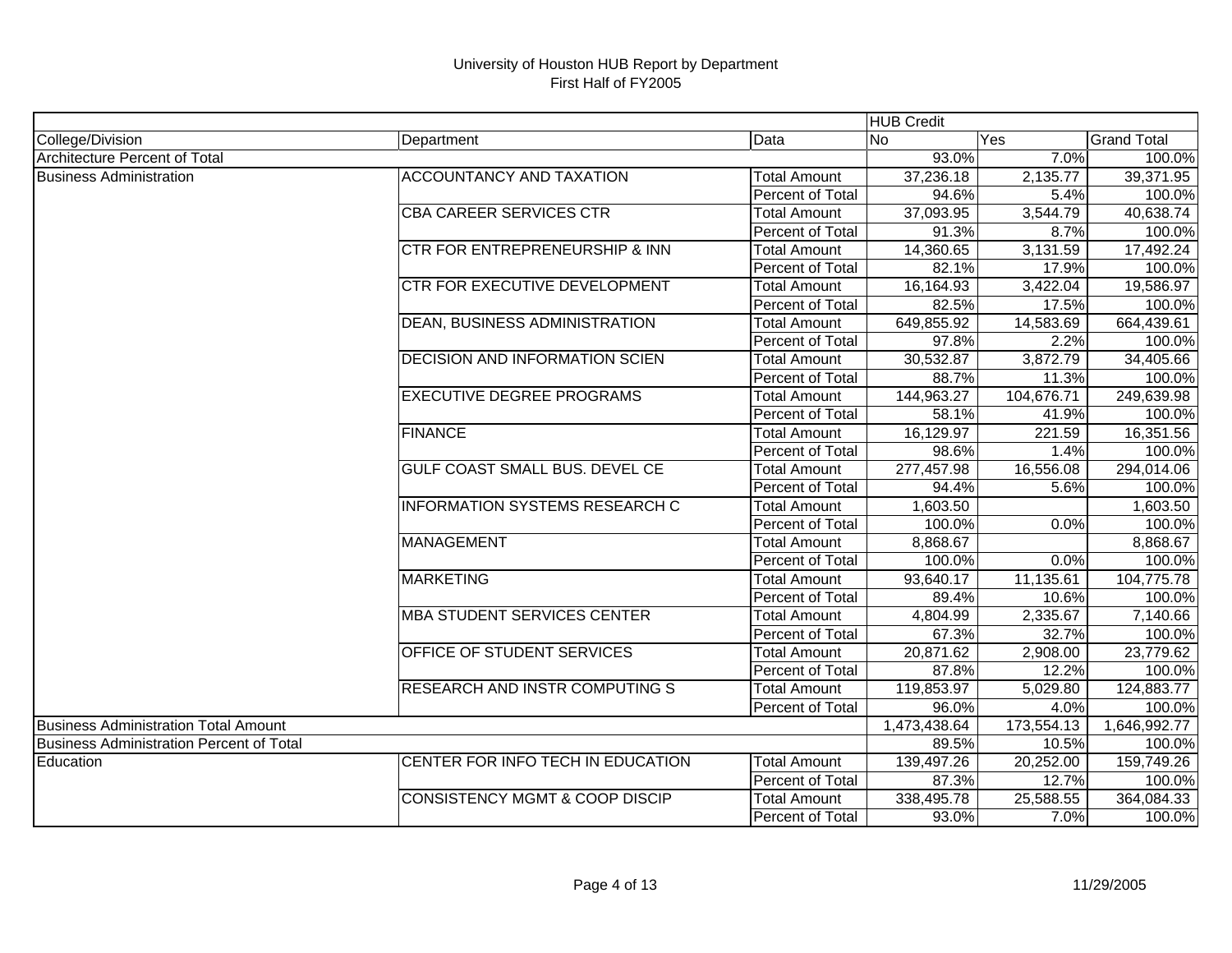University of Houston HUB Report by Department
First Half of FY2005

| | | | HUB Credit | | |
|---|---|---|---|---|---|
| College/Division | Department | Data | No | Yes | Grand Total |
| Architecture Percent of Total | | | 93.0% | 7.0% | 100.0% |
| Business Administration | ACCOUNTANCY AND TAXATION | Total Amount | 37,236.18 | 2,135.77 | 39,371.95 |
| | | Percent of Total | 94.6% | 5.4% | 100.0% |
| | CBA CAREER SERVICES CTR | Total Amount | 37,093.95 | 3,544.79 | 40,638.74 |
| | | Percent of Total | 91.3% | 8.7% | 100.0% |
| | CTR FOR ENTREPRENEURSHIP & INN | Total Amount | 14,360.65 | 3,131.59 | 17,492.24 |
| | | Percent of Total | 82.1% | 17.9% | 100.0% |
| | CTR FOR EXECUTIVE DEVELOPMENT | Total Amount | 16,164.93 | 3,422.04 | 19,586.97 |
| | | Percent of Total | 82.5% | 17.5% | 100.0% |
| | DEAN, BUSINESS ADMINISTRATION | Total Amount | 649,855.92 | 14,583.69 | 664,439.61 |
| | | Percent of Total | 97.8% | 2.2% | 100.0% |
| | DECISION AND INFORMATION SCIEN | Total Amount | 30,532.87 | 3,872.79 | 34,405.66 |
| | | Percent of Total | 88.7% | 11.3% | 100.0% |
| | EXECUTIVE DEGREE PROGRAMS | Total Amount | 144,963.27 | 104,676.71 | 249,639.98 |
| | | Percent of Total | 58.1% | 41.9% | 100.0% |
| | FINANCE | Total Amount | 16,129.97 | 221.59 | 16,351.56 |
| | | Percent of Total | 98.6% | 1.4% | 100.0% |
| | GULF COAST SMALL BUS. DEVEL CE | Total Amount | 277,457.98 | 16,556.08 | 294,014.06 |
| | | Percent of Total | 94.4% | 5.6% | 100.0% |
| | INFORMATION SYSTEMS RESEARCH C | Total Amount | 1,603.50 | | 1,603.50 |
| | | Percent of Total | 100.0% | 0.0% | 100.0% |
| | MANAGEMENT | Total Amount | 8,868.67 | | 8,868.67 |
| | | Percent of Total | 100.0% | 0.0% | 100.0% |
| | MARKETING | Total Amount | 93,640.17 | 11,135.61 | 104,775.78 |
| | | Percent of Total | 89.4% | 10.6% | 100.0% |
| | MBA STUDENT SERVICES CENTER | Total Amount | 4,804.99 | 2,335.67 | 7,140.66 |
| | | Percent of Total | 67.3% | 32.7% | 100.0% |
| | OFFICE OF STUDENT SERVICES | Total Amount | 20,871.62 | 2,908.00 | 23,779.62 |
| | | Percent of Total | 87.8% | 12.2% | 100.0% |
| | RESEARCH AND INSTR COMPUTING S | Total Amount | 119,853.97 | 5,029.80 | 124,883.77 |
| | | Percent of Total | 96.0% | 4.0% | 100.0% |
| Business Administration Total Amount | | | 1,473,438.64 | 173,554.13 | 1,646,992.77 |
| Business Administration Percent of Total | | | 89.5% | 10.5% | 100.0% |
| Education | CENTER FOR INFO TECH IN EDUCATION | Total Amount | 139,497.26 | 20,252.00 | 159,749.26 |
| | | Percent of Total | 87.3% | 12.7% | 100.0% |
| | CONSISTENCY MGMT & COOP DISCIP | Total Amount | 338,495.78 | 25,588.55 | 364,084.33 |
| | | Percent of Total | 93.0% | 7.0% | 100.0% |

11/29/2005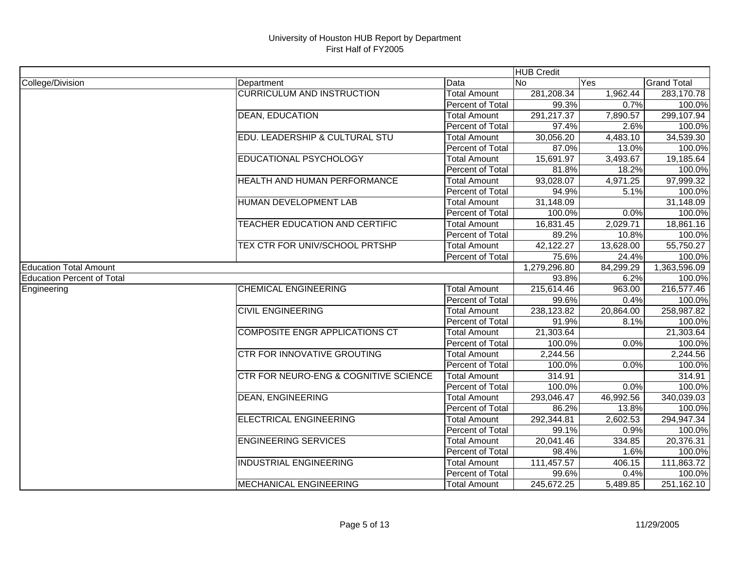# University of Houston HUB Report by Department
First Half of FY2005

| | | | HUB Credit | | |
|---|---|---|---|---|---|
| College/Division | Department | Data | No | Yes | Grand Total |
| | CURRICULUM AND INSTRUCTION | Total Amount | 281,208.34 | 1,962.44 | 283,170.78 |
| | | Percent of Total | 99.3% | 0.7% | 100.0% |
| | DEAN, EDUCATION | Total Amount | 291,217.37 | 7,890.57 | 299,107.94 |
| | | Percent of Total | 97.4% | 2.6% | 100.0% |
| | EDU. LEADERSHIP & CULTURAL STU | Total Amount | 30,056.20 | 4,483.10 | 34,539.30 |
| | | Percent of Total | 87.0% | 13.0% | 100.0% |
| | EDUCATIONAL PSYCHOLOGY | Total Amount | 15,691.97 | 3,493.67 | 19,185.64 |
| | | Percent of Total | 81.8% | 18.2% | 100.0% |
| | HEALTH AND HUMAN PERFORMANCE | Total Amount | 93,028.07 | 4,971.25 | 97,999.32 |
| | | Percent of Total | 94.9% | 5.1% | 100.0% |
| | HUMAN DEVELOPMENT LAB | Total Amount | 31,148.09 | | 31,148.09 |
| | | Percent of Total | 100.0% | 0.0% | 100.0% |
| | TEACHER EDUCATION AND CERTIFIC | Total Amount | 16,831.45 | 2,029.71 | 18,861.16 |
| | | Percent of Total | 89.2% | 10.8% | 100.0% |
| | TEX CTR FOR UNIV/SCHOOL PRTSHP | Total Amount | 42,122.27 | 13,628.00 | 55,750.27 |
| | | Percent of Total | 75.6% | 24.4% | 100.0% |
| Education Total Amount | | | 1,279,296.80 | 84,299.29 | 1,363,596.09 |
| Education Percent of Total | | | 93.8% | 6.2% | 100.0% |
| Engineering | CHEMICAL ENGINEERING | Total Amount | 215,614.46 | 963.00 | 216,577.46 |
| | | Percent of Total | 99.6% | 0.4% | 100.0% |
| | CIVIL ENGINEERING | Total Amount | 238,123.82 | 20,864.00 | 258,987.82 |
| | | Percent of Total | 91.9% | 8.1% | 100.0% |
| | COMPOSITE ENGR APPLICATIONS CT | Total Amount | 21,303.64 | | 21,303.64 |
| | | Percent of Total | 100.0% | 0.0% | 100.0% |
| | CTR FOR INNOVATIVE GROUTING | Total Amount | 2,244.56 | | 2,244.56 |
| | | Percent of Total | 100.0% | 0.0% | 100.0% |
| | CTR FOR NEURO-ENG & COGNITIVE SCIENCE | Total Amount | 314.91 | | 314.91 |
| | | Percent of Total | 100.0% | 0.0% | 100.0% |
| | DEAN, ENGINEERING | Total Amount | 293,046.47 | 46,992.56 | 340,039.03 |
| | | Percent of Total | 86.2% | 13.8% | 100.0% |
| | ELECTRICAL ENGINEERING | Total Amount | 292,344.81 | 2,602.53 | 294,947.34 |
| | | Percent of Total | 99.1% | 0.9% | 100.0% |
| | ENGINEERING SERVICES | Total Amount | 20,041.46 | 334.85 | 20,376.31 |
| | | Percent of Total | 98.4% | 1.6% | 100.0% |
| | INDUSTRIAL ENGINEERING | Total Amount | 111,457.57 | 406.15 | 111,863.72 |
| | | Percent of Total | 99.6% | 0.4% | 100.0% |
| | MECHANICAL ENGINEERING | Total Amount | 245,672.25 | 5,489.85 | 251,162.10 |

11/29/2005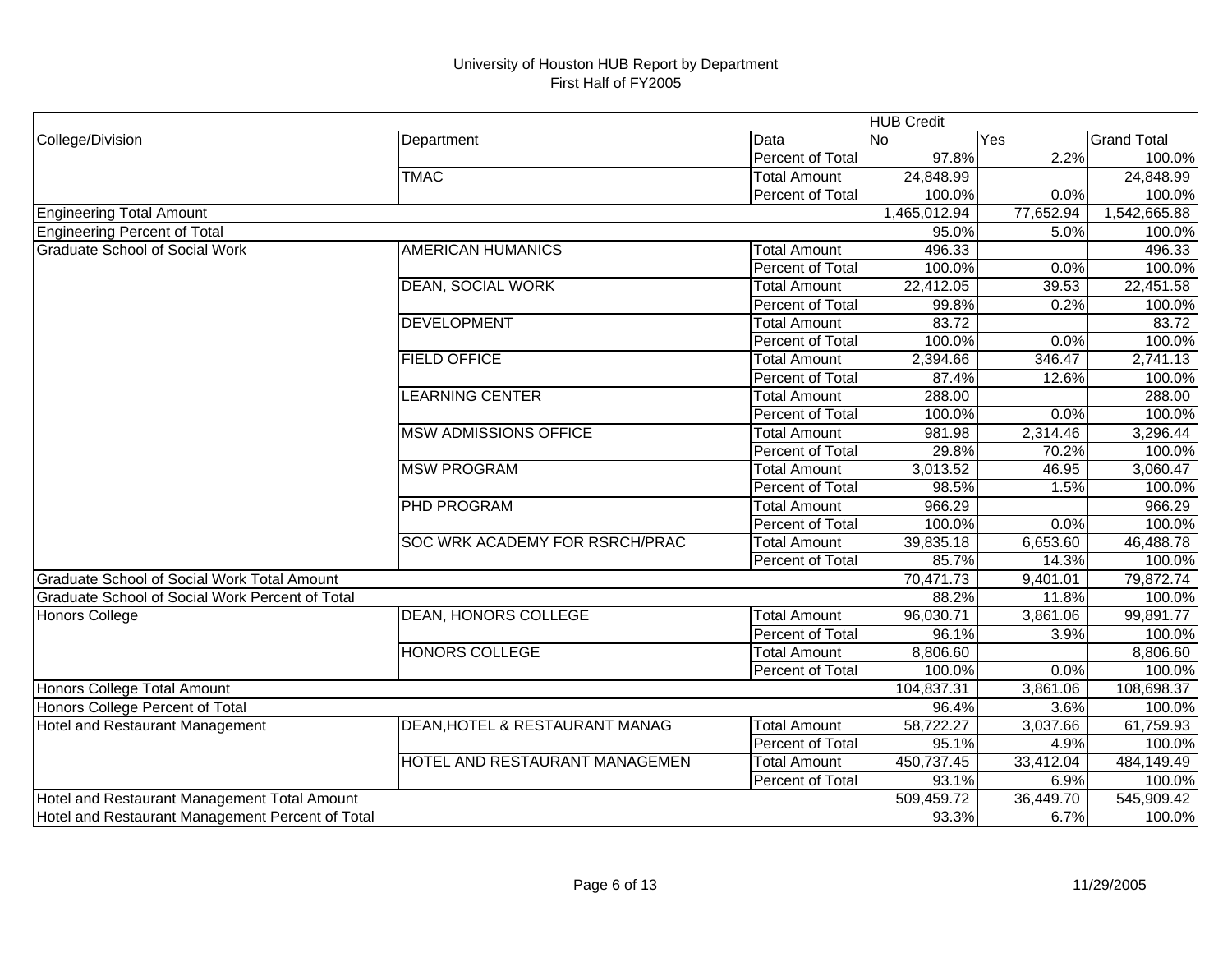University of Houston HUB Report by Department
First Half of FY2005

| | | | HUB Credit | | |
|---|---|---|---|---|---|
| College/Division | Department | Data | No | Yes | Grand Total |
| | | Percent of Total | 97.8% | 2.2% | 100.0% |
| | TMAC | Total Amount | 24,848.99 | | 24,848.99 |
| | | Percent of Total | 100.0% | 0.0% | 100.0% |
| Engineering Total Amount | | | 1,465,012.94 | 77,652.94 | 1,542,665.88 |
| Engineering Percent of Total | | | 95.0% | 5.0% | 100.0% |
| Graduate School of Social Work | AMERICAN HUMANICS | Total Amount | 496.33 | | 496.33 |
| | | Percent of Total | 100.0% | 0.0% | 100.0% |
| | DEAN, SOCIAL WORK | Total Amount | 22,412.05 | 39.53 | 22,451.58 |
| | | Percent of Total | 99.8% | 0.2% | 100.0% |
| | DEVELOPMENT | Total Amount | 83.72 | | 83.72 |
| | | Percent of Total | 100.0% | 0.0% | 100.0% |
| | FIELD OFFICE | Total Amount | 2,394.66 | 346.47 | 2,741.13 |
| | | Percent of Total | 87.4% | 12.6% | 100.0% |
| | LEARNING CENTER | Total Amount | 288.00 | | 288.00 |
| | | Percent of Total | 100.0% | 0.0% | 100.0% |
| | MSW ADMISSIONS OFFICE | Total Amount | 981.98 | 2,314.46 | 3,296.44 |
| | | Percent of Total | 29.8% | 70.2% | 100.0% |
| | MSW PROGRAM | Total Amount | 3,013.52 | 46.95 | 3,060.47 |
| | | Percent of Total | 98.5% | 1.5% | 100.0% |
| | PHD PROGRAM | Total Amount | 966.29 | | 966.29 |
| | | Percent of Total | 100.0% | 0.0% | 100.0% |
| | SOC WRK ACADEMY FOR RSRCH/PRAC | Total Amount | 39,835.18 | 6,653.60 | 46,488.78 |
| | | Percent of Total | 85.7% | 14.3% | 100.0% |
| Graduate School of Social Work Total Amount | | | 70,471.73 | 9,401.01 | 79,872.74 |
| Graduate School of Social Work Percent of Total | | | 88.2% | 11.8% | 100.0% |
| Honors College | DEAN, HONORS COLLEGE | Total Amount | 96,030.71 | 3,861.06 | 99,891.77 |
| | | Percent of Total | 96.1% | 3.9% | 100.0% |
| | HONORS COLLEGE | Total Amount | 8,806.60 | | 8,806.60 |
| | | Percent of Total | 100.0% | 0.0% | 100.0% |
| Honors College Total Amount | | | 104,837.31 | 3,861.06 | 108,698.37 |
| Honors College Percent of Total | | | 96.4% | 3.6% | 100.0% |
| Hotel and Restaurant Management | DEAN,HOTEL & RESTAURANT MANAG | Total Amount | 58,722.27 | 3,037.66 | 61,759.93 |
| | | Percent of Total | 95.1% | 4.9% | 100.0% |
| | HOTEL AND RESTAURANT MANAGEMEN | Total Amount | 450,737.45 | 33,412.04 | 484,149.49 |
| | | Percent of Total | 93.1% | 6.9% | 100.0% |
| Hotel and Restaurant Management Total Amount | | | 509,459.72 | 36,449.70 | 545,909.42 |
| Hotel and Restaurant Management Percent of Total | | | 93.3% | 6.7% | 100.0% |

11/29/2005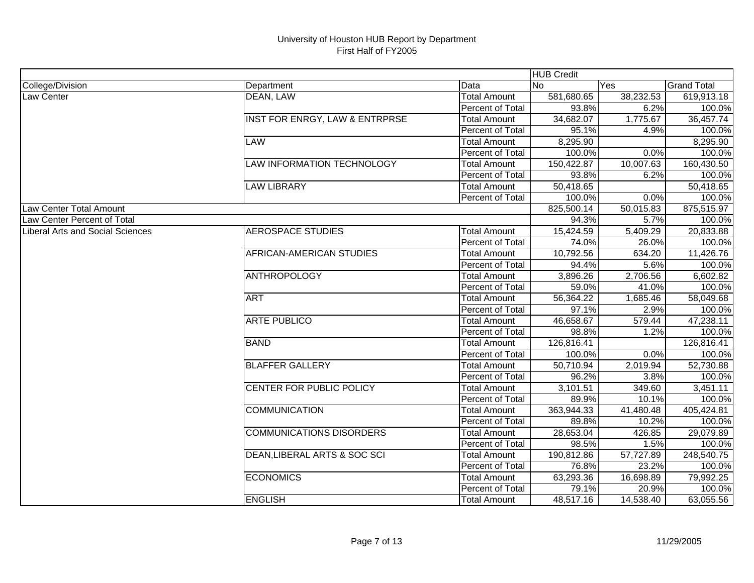University of Houston HUB Report by Department
First Half of FY2005

| | | | HUB Credit | | |
|---|---|---|---|---|---|
| College/Division | Department | Data | No | Yes | Grand Total |
| Law Center | DEAN, LAW | Total Amount | 581,680.65 | 38,232.53 | 619,913.18 |
| | | Percent of Total | 93.8% | 6.2% | 100.0% |
| | INST FOR ENRGY, LAW & ENTRPRSE | Total Amount | 34,682.07 | 1,775.67 | 36,457.74 |
| | | Percent of Total | 95.1% | 4.9% | 100.0% |
| | LAW | Total Amount | 8,295.90 | | 8,295.90 |
| | | Percent of Total | 100.0% | 0.0% | 100.0% |
| | LAW INFORMATION TECHNOLOGY | Total Amount | 150,422.87 | 10,007.63 | 160,430.50 |
| | | Percent of Total | 93.8% | 6.2% | 100.0% |
| | LAW LIBRARY | Total Amount | 50,418.65 | | 50,418.65 |
| | | Percent of Total | 100.0% | 0.0% | 100.0% |
| Law Center Total Amount | | | 825,500.14 | 50,015.83 | 875,515.97 |
| Law Center Percent of Total | | | 94.3% | 5.7% | 100.0% |
| Liberal Arts and Social Sciences | AEROSPACE STUDIES | Total Amount | 15,424.59 | 5,409.29 | 20,833.88 |
| | | Percent of Total | 74.0% | 26.0% | 100.0% |
| | AFRICAN-AMERICAN STUDIES | Total Amount | 10,792.56 | 634.20 | 11,426.76 |
| | | Percent of Total | 94.4% | 5.6% | 100.0% |
| | ANTHROPOLOGY | Total Amount | 3,896.26 | 2,706.56 | 6,602.82 |
| | | Percent of Total | 59.0% | 41.0% | 100.0% |
| | ART | Total Amount | 56,364.22 | 1,685.46 | 58,049.68 |
| | | Percent of Total | 97.1% | 2.9% | 100.0% |
| | ARTE PUBLICO | Total Amount | 46,658.67 | 579.44 | 47,238.11 |
| | | Percent of Total | 98.8% | 1.2% | 100.0% |
| | BAND | Total Amount | 126,816.41 | | 126,816.41 |
| | | Percent of Total | 100.0% | 0.0% | 100.0% |
| | BLAFFER GALLERY | Total Amount | 50,710.94 | 2,019.94 | 52,730.88 |
| | | Percent of Total | 96.2% | 3.8% | 100.0% |
| | CENTER FOR PUBLIC POLICY | Total Amount | 3,101.51 | 349.60 | 3,451.11 |
| | | Percent of Total | 89.9% | 10.1% | 100.0% |
| | COMMUNICATION | Total Amount | 363,944.33 | 41,480.48 | 405,424.81 |
| | | Percent of Total | 89.8% | 10.2% | 100.0% |
| | COMMUNICATIONS DISORDERS | Total Amount | 28,653.04 | 426.85 | 29,079.89 |
| | | Percent of Total | 98.5% | 1.5% | 100.0% |
| | DEAN,LIBERAL ARTS & SOC SCI | Total Amount | 190,812.86 | 57,727.89 | 248,540.75 |
| | | Percent of Total | 76.8% | 23.2% | 100.0% |
| | ECONOMICS | Total Amount | 63,293.36 | 16,698.89 | 79,992.25 |
| | | Percent of Total | 79.1% | 20.9% | 100.0% |
| | ENGLISH | Total Amount | 48,517.16 | 14,538.40 | 63,055.56 |

11/29/2005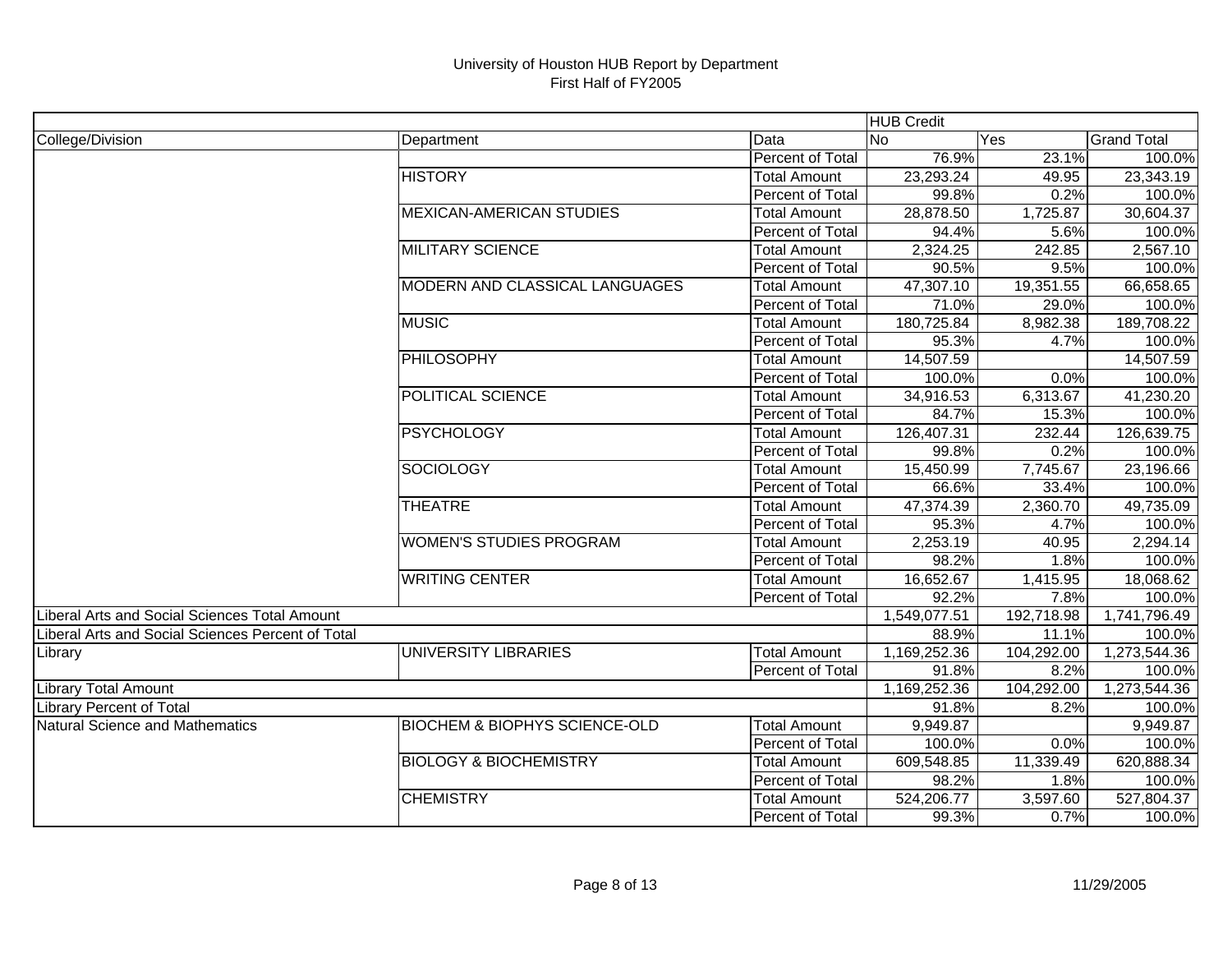# University of Houston HUB Report by Department
First Half of FY2005

| | | | HUB Credit | | |
|---|---|---|---|---|---|
| College/Division | Department | Data | No | Yes | Grand Total |
| | | Percent of Total | 76.9% | 23.1% | 100.0% |
| | HISTORY | Total Amount | 23,293.24 | 49.95 | 23,343.19 |
| | | Percent of Total | 99.8% | 0.2% | 100.0% |
| | MEXICAN-AMERICAN STUDIES | Total Amount | 28,878.50 | 1,725.87 | 30,604.37 |
| | | Percent of Total | 94.4% | 5.6% | 100.0% |
| | MILITARY SCIENCE | Total Amount | 2,324.25 | 242.85 | 2,567.10 |
| | | Percent of Total | 90.5% | 9.5% | 100.0% |
| | MODERN AND CLASSICAL LANGUAGES | Total Amount | 47,307.10 | 19,351.55 | 66,658.65 |
| | | Percent of Total | 71.0% | 29.0% | 100.0% |
| | MUSIC | Total Amount | 180,725.84 | 8,982.38 | 189,708.22 |
| | | Percent of Total | 95.3% | 4.7% | 100.0% |
| | PHILOSOPHY | Total Amount | 14,507.59 | | 14,507.59 |
| | | Percent of Total | 100.0% | 0.0% | 100.0% |
| | POLITICAL SCIENCE | Total Amount | 34,916.53 | 6,313.67 | 41,230.20 |
| | | Percent of Total | 84.7% | 15.3% | 100.0% |
| | PSYCHOLOGY | Total Amount | 126,407.31 | 232.44 | 126,639.75 |
| | | Percent of Total | 99.8% | 0.2% | 100.0% |
| | SOCIOLOGY | Total Amount | 15,450.99 | 7,745.67 | 23,196.66 |
| | | Percent of Total | 66.6% | 33.4% | 100.0% |
| | THEATRE | Total Amount | 47,374.39 | 2,360.70 | 49,735.09 |
| | | Percent of Total | 95.3% | 4.7% | 100.0% |
| | WOMEN'S STUDIES PROGRAM | Total Amount | 2,253.19 | 40.95 | 2,294.14 |
| | | Percent of Total | 98.2% | 1.8% | 100.0% |
| | WRITING CENTER | Total Amount | 16,652.67 | 1,415.95 | 18,068.62 |
| | | Percent of Total | 92.2% | 7.8% | 100.0% |
| Liberal Arts and Social Sciences Total Amount | | | 1,549,077.51 | 192,718.98 | 1,741,796.49 |
| Liberal Arts and Social Sciences Percent of Total | | | 88.9% | 11.1% | 100.0% |
| Library | UNIVERSITY LIBRARIES | Total Amount | 1,169,252.36 | 104,292.00 | 1,273,544.36 |
| | | Percent of Total | 91.8% | 8.2% | 100.0% |
| Library Total Amount | | | 1,169,252.36 | 104,292.00 | 1,273,544.36 |
| Library Percent of Total | | | 91.8% | 8.2% | 100.0% |
| Natural Science and Mathematics | BIOCHEM & BIOPHYS SCIENCE-OLD | Total Amount | 9,949.87 | | 9,949.87 |
| | | Percent of Total | 100.0% | 0.0% | 100.0% |
| | BIOLOGY & BIOCHEMISTRY | Total Amount | 609,548.85 | 11,339.49 | 620,888.34 |
| | | Percent of Total | 98.2% | 1.8% | 100.0% |
| | CHEMISTRY | Total Amount | 524,206.77 | 3,597.60 | 527,804.37 |
| | | Percent of Total | 99.3% | 0.7% | 100.0% |

11/29/2005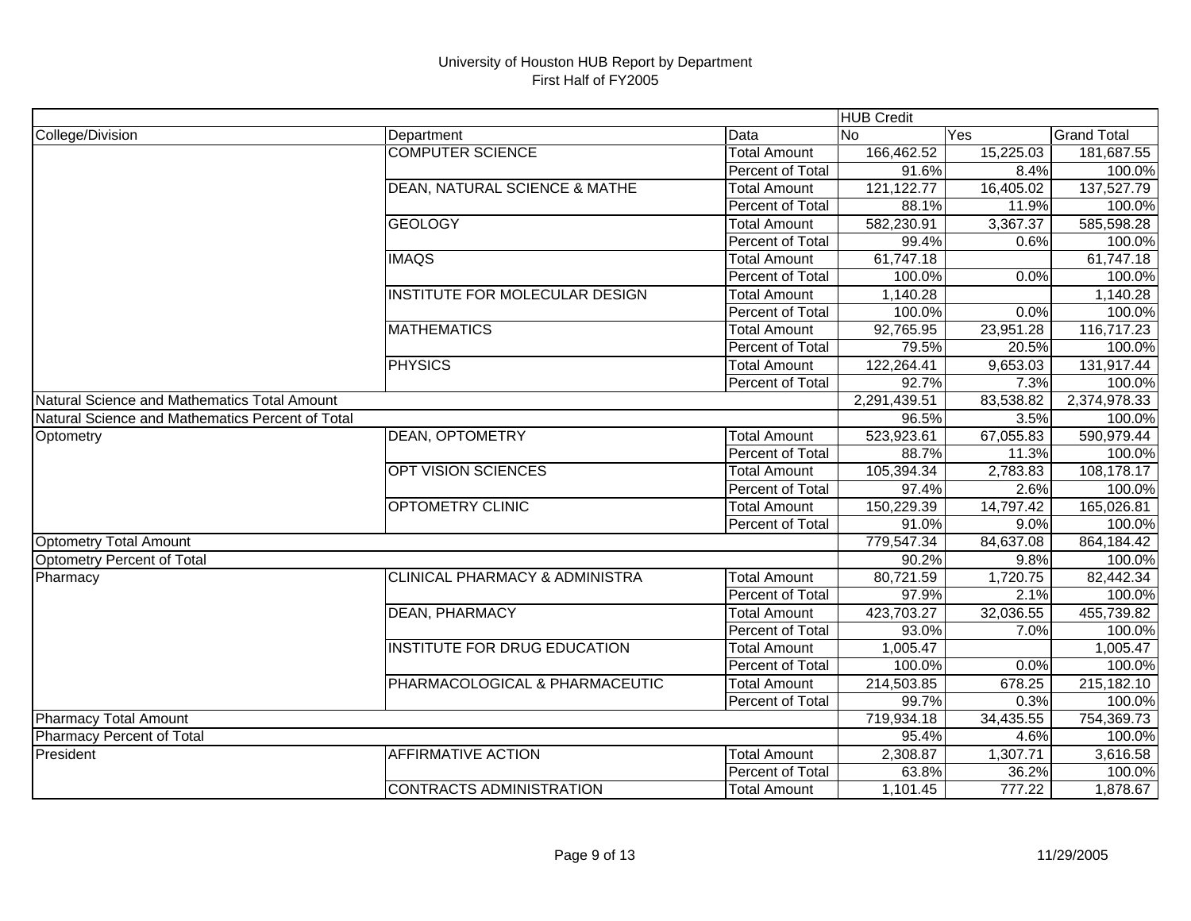# University of Houston HUB Report by Department
First Half of FY2005

| | | | HUB Credit | | |
|---|---|---|---|---|---|
| College/Division | Department | Data | No | Yes | Grand Total |
| | COMPUTER SCIENCE | Total Amount | 166,462.52 | 15,225.03 | 181,687.55 |
| | | Percent of Total | 91.6% | 8.4% | 100.0% |
| | DEAN, NATURAL SCIENCE & MATHE | Total Amount | 121,122.77 | 16,405.02 | 137,527.79 |
| | | Percent of Total | 88.1% | 11.9% | 100.0% |
| | GEOLOGY | Total Amount | 582,230.91 | 3,367.37 | 585,598.28 |
| | | Percent of Total | 99.4% | 0.6% | 100.0% |
| | IMAQS | Total Amount | 61,747.18 | | 61,747.18 |
| | | Percent of Total | 100.0% | 0.0% | 100.0% |
| | INSTITUTE FOR MOLECULAR DESIGN | Total Amount | 1,140.28 | | 1,140.28 |
| | | Percent of Total | 100.0% | 0.0% | 100.0% |
| | MATHEMATICS | Total Amount | 92,765.95 | 23,951.28 | 116,717.23 |
| | | Percent of Total | 79.5% | 20.5% | 100.0% |
| | PHYSICS | Total Amount | 122,264.41 | 9,653.03 | 131,917.44 |
| | | Percent of Total | 92.7% | 7.3% | 100.0% |
| Natural Science and Mathematics Total Amount | | | 2,291,439.51 | 83,538.82 | 2,374,978.33 |
| Natural Science and Mathematics Percent of Total | | | 96.5% | 3.5% | 100.0% |
| Optometry | DEAN, OPTOMETRY | Total Amount | 523,923.61 | 67,055.83 | 590,979.44 |
| | | Percent of Total | 88.7% | 11.3% | 100.0% |
| | OPT VISION SCIENCES | Total Amount | 105,394.34 | 2,783.83 | 108,178.17 |
| | | Percent of Total | 97.4% | 2.6% | 100.0% |
| | OPTOMETRY CLINIC | Total Amount | 150,229.39 | 14,797.42 | 165,026.81 |
| | | Percent of Total | 91.0% | 9.0% | 100.0% |
| Optometry Total Amount | | | 779,547.34 | 84,637.08 | 864,184.42 |
| Optometry Percent of Total | | | 90.2% | 9.8% | 100.0% |
| Pharmacy | CLINICAL PHARMACY & ADMINISTRA | Total Amount | 80,721.59 | 1,720.75 | 82,442.34 |
| | | Percent of Total | 97.9% | 2.1% | 100.0% |
| | DEAN, PHARMACY | Total Amount | 423,703.27 | 32,036.55 | 455,739.82 |
| | | Percent of Total | 93.0% | 7.0% | 100.0% |
| | INSTITUTE FOR DRUG EDUCATION | Total Amount | 1,005.47 | | 1,005.47 |
| | | Percent of Total | 100.0% | 0.0% | 100.0% |
| | PHARMACOLOGICAL & PHARMACEUTIC | Total Amount | 214,503.85 | 678.25 | 215,182.10 |
| | | Percent of Total | 99.7% | 0.3% | 100.0% |
| Pharmacy Total Amount | | | 719,934.18 | 34,435.55 | 754,369.73 |
| Pharmacy Percent of Total | | | 95.4% | 4.6% | 100.0% |
| President | AFFIRMATIVE ACTION | Total Amount | 2,308.87 | 1,307.71 | 3,616.58 |
| | | Percent of Total | 63.8% | 36.2% | 100.0% |
| | CONTRACTS ADMINISTRATION | Total Amount | 1,101.45 | 777.22 | 1,878.67 |

11/29/2005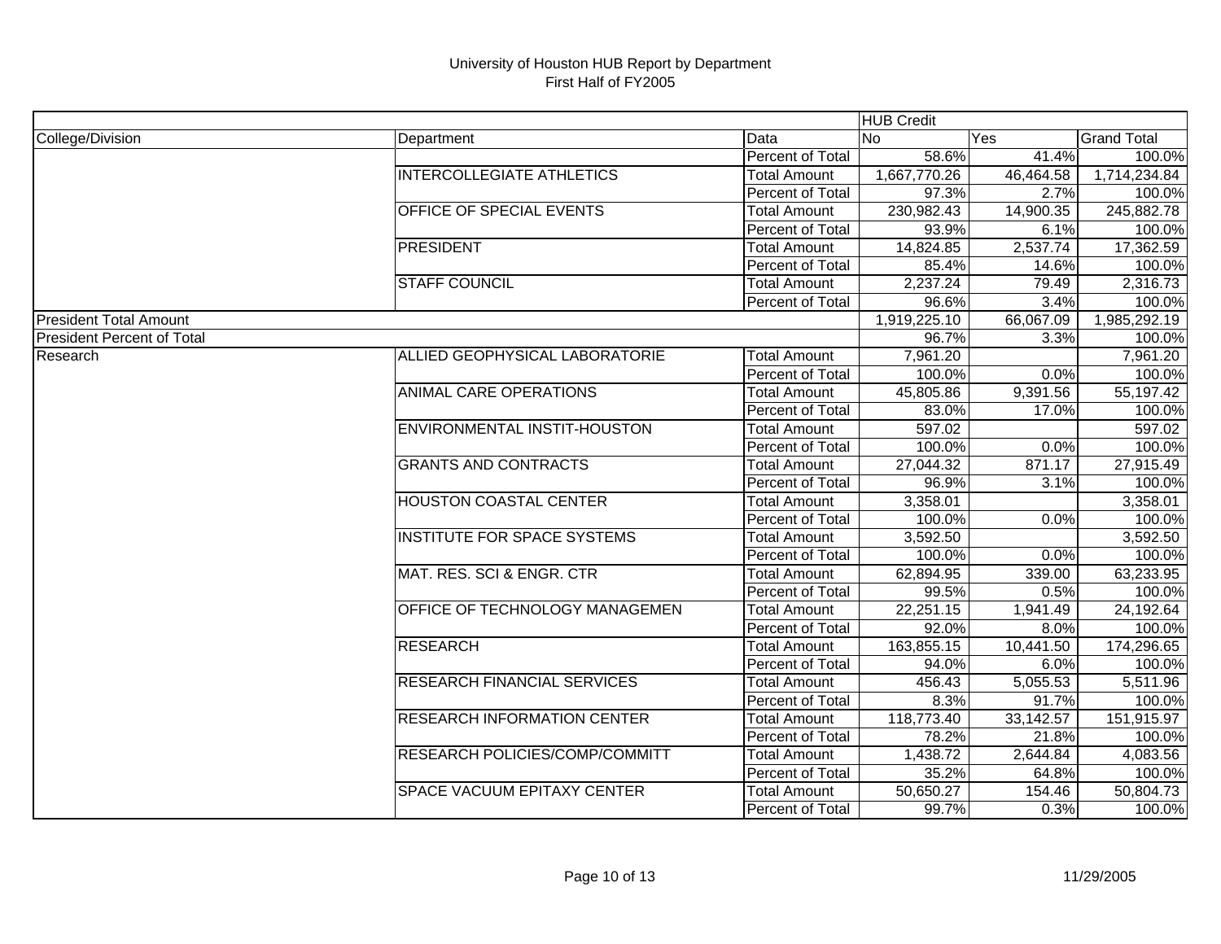University of Houston HUB Report by Department
First Half of FY2005

| | | | HUB Credit | | |
|---|---|---|---|---|---|
| College/Division | Department | Data | No | Yes | Grand Total |
| | | Percent of Total | 58.6% | 41.4% | 100.0% |
| | INTERCOLLEGIATE ATHLETICS | Total Amount | 1,667,770.26 | 46,464.58 | 1,714,234.84 |
| | | Percent of Total | 97.3% | 2.7% | 100.0% |
| | OFFICE OF SPECIAL EVENTS | Total Amount | 230,982.43 | 14,900.35 | 245,882.78 |
| | | Percent of Total | 93.9% | 6.1% | 100.0% |
| | PRESIDENT | Total Amount | 14,824.85 | 2,537.74 | 17,362.59 |
| | | Percent of Total | 85.4% | 14.6% | 100.0% |
| | STAFF COUNCIL | Total Amount | 2,237.24 | 79.49 | 2,316.73 |
| | | Percent of Total | 96.6% | 3.4% | 100.0% |
| President Total Amount | | | 1,919,225.10 | 66,067.09 | 1,985,292.19 |
| President Percent of Total | | | 96.7% | 3.3% | 100.0% |
| Research | ALLIED GEOPHYSICAL LABORATORIE | Total Amount | 7,961.20 | | 7,961.20 |
| | | Percent of Total | 100.0% | 0.0% | 100.0% |
| | ANIMAL CARE OPERATIONS | Total Amount | 45,805.86 | 9,391.56 | 55,197.42 |
| | | Percent of Total | 83.0% | 17.0% | 100.0% |
| | ENVIRONMENTAL INSTIT-HOUSTON | Total Amount | 597.02 | | 597.02 |
| | | Percent of Total | 100.0% | 0.0% | 100.0% |
| | GRANTS AND CONTRACTS | Total Amount | 27,044.32 | 871.17 | 27,915.49 |
| | | Percent of Total | 96.9% | 3.1% | 100.0% |
| | HOUSTON COASTAL CENTER | Total Amount | 3,358.01 | | 3,358.01 |
| | | Percent of Total | 100.0% | 0.0% | 100.0% |
| | INSTITUTE FOR SPACE SYSTEMS | Total Amount | 3,592.50 | | 3,592.50 |
| | | Percent of Total | 100.0% | 0.0% | 100.0% |
| | MAT. RES. SCI & ENGR. CTR | Total Amount | 62,894.95 | 339.00 | 63,233.95 |
| | | Percent of Total | 99.5% | 0.5% | 100.0% |
| | OFFICE OF TECHNOLOGY MANAGEMEN | Total Amount | 22,251.15 | 1,941.49 | 24,192.64 |
| | | Percent of Total | 92.0% | 8.0% | 100.0% |
| | RESEARCH | Total Amount | 163,855.15 | 10,441.50 | 174,296.65 |
| | | Percent of Total | 94.0% | 6.0% | 100.0% |
| | RESEARCH FINANCIAL SERVICES | Total Amount | 456.43 | 5,055.53 | 5,511.96 |
| | | Percent of Total | 8.3% | 91.7% | 100.0% |
| | RESEARCH INFORMATION CENTER | Total Amount | 118,773.40 | 33,142.57 | 151,915.97 |
| | | Percent of Total | 78.2% | 21.8% | 100.0% |
| | RESEARCH POLICIES/COMP/COMMITT | Total Amount | 1,438.72 | 2,644.84 | 4,083.56 |
| | | Percent of Total | 35.2% | 64.8% | 100.0% |
| | SPACE VACUUM EPITAXY CENTER | Total Amount | 50,650.27 | 154.46 | 50,804.73 |
| | | Percent of Total | 99.7% | 0.3% | 100.0% |

11/29/2005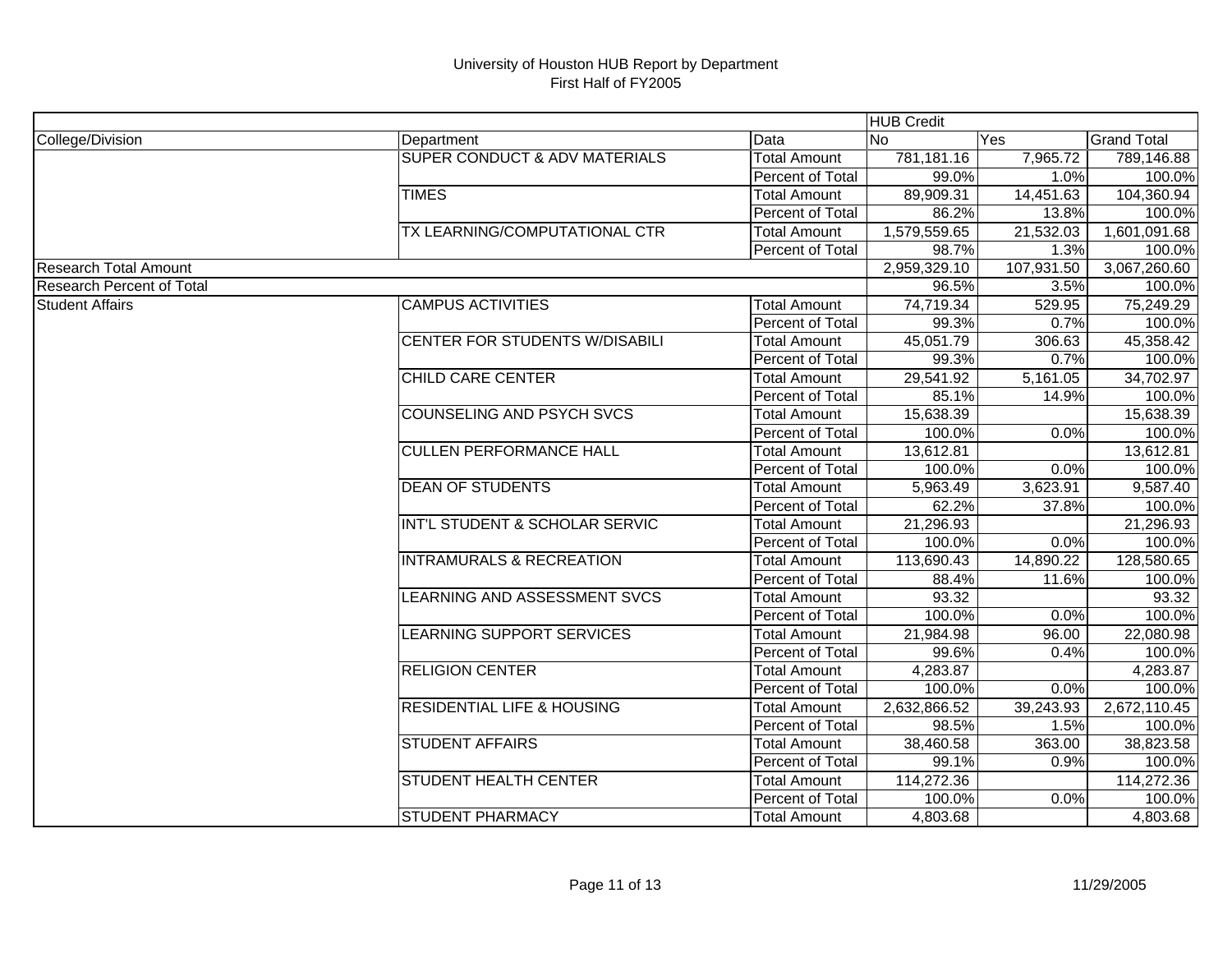# University of Houston HUB Report by Department
## First Half of FY2005

| | | | HUB Credit | | |
|---|---|---|---|---|---|
| College/Division | Department | Data | No | Yes | Grand Total |
| | SUPER CONDUCT & ADV MATERIALS | Total Amount | 781,181.16 | 7,965.72 | 789,146.88 |
| | | Percent of Total | 99.0% | 1.0% | 100.0% |
| | TIMES | Total Amount | 89,909.31 | 14,451.63 | 104,360.94 |
| | | Percent of Total | 86.2% | 13.8% | 100.0% |
| | TX LEARNING/COMPUTATIONAL CTR | Total Amount | 1,579,559.65 | 21,532.03 | 1,601,091.68 |
| | | Percent of Total | 98.7% | 1.3% | 100.0% |
| Research Total Amount | | | 2,959,329.10 | 107,931.50 | 3,067,260.60 |
| Research Percent of Total | | | 96.5% | 3.5% | 100.0% |
| Student Affairs | CAMPUS ACTIVITIES | Total Amount | 74,719.34 | 529.95 | 75,249.29 |
| | | Percent of Total | 99.3% | 0.7% | 100.0% |
| | CENTER FOR STUDENTS W/DISABILI | Total Amount | 45,051.79 | 306.63 | 45,358.42 |
| | | Percent of Total | 99.3% | 0.7% | 100.0% |
| | CHILD CARE CENTER | Total Amount | 29,541.92 | 5,161.05 | 34,702.97 |
| | | Percent of Total | 85.1% | 14.9% | 100.0% |
| | COUNSELING AND PSYCH SVCS | Total Amount | 15,638.39 | | 15,638.39 |
| | | Percent of Total | 100.0% | 0.0% | 100.0% |
| | CULLEN PERFORMANCE HALL | Total Amount | 13,612.81 | | 13,612.81 |
| | | Percent of Total | 100.0% | 0.0% | 100.0% |
| | DEAN OF STUDENTS | Total Amount | 5,963.49 | 3,623.91 | 9,587.40 |
| | | Percent of Total | 62.2% | 37.8% | 100.0% |
| | INT'L STUDENT & SCHOLAR SERVIC | Total Amount | 21,296.93 | | 21,296.93 |
| | | Percent of Total | 100.0% | 0.0% | 100.0% |
| | INTRAMURALS & RECREATION | Total Amount | 113,690.43 | 14,890.22 | 128,580.65 |
| | | Percent of Total | 88.4% | 11.6% | 100.0% |
| | LEARNING AND ASSESSMENT SVCS | Total Amount | 93.32 | | 93.32 |
| | | Percent of Total | 100.0% | 0.0% | 100.0% |
| | LEARNING SUPPORT SERVICES | Total Amount | 21,984.98 | 96.00 | 22,080.98 |
| | | Percent of Total | 99.6% | 0.4% | 100.0% |
| | RELIGION CENTER | Total Amount | 4,283.87 | | 4,283.87 |
| | | Percent of Total | 100.0% | 0.0% | 100.0% |
| | RESIDENTIAL LIFE & HOUSING | Total Amount | 2,632,866.52 | 39,243.93 | 2,672,110.45 |
| | | Percent of Total | 98.5% | 1.5% | 100.0% |
| | STUDENT AFFAIRS | Total Amount | 38,460.58 | 363.00 | 38,823.58 |
| | | Percent of Total | 99.1% | 0.9% | 100.0% |
| | STUDENT HEALTH CENTER | Total Amount | 114,272.36 | | 114,272.36 |
| | | Percent of Total | 100.0% | 0.0% | 100.0% |
| | STUDENT PHARMACY | Total Amount | 4,803.68 | | 4,803.68 |

11/29/2005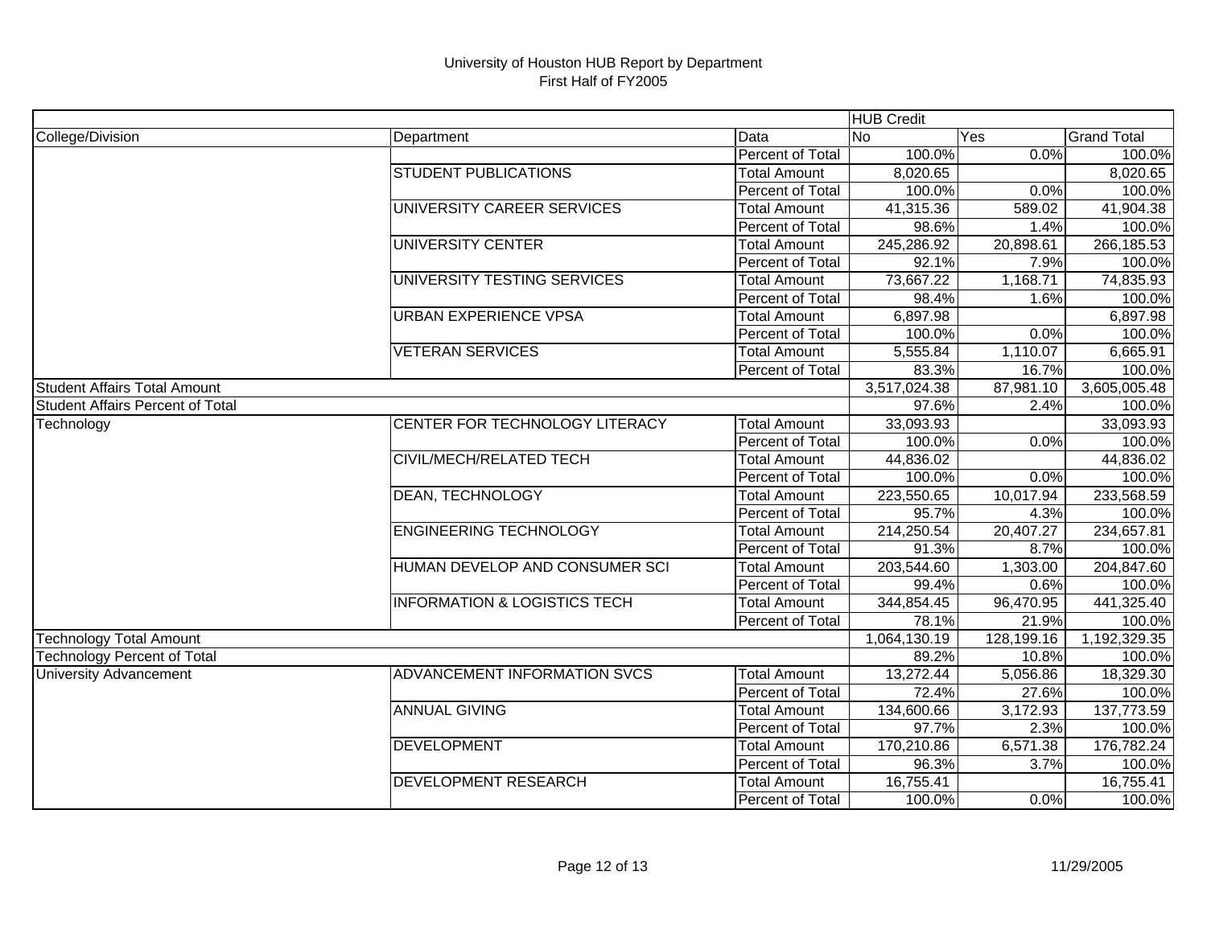University of Houston HUB Report by Department
First Half of FY2005

| | | | HUB Credit | | |
|---|---|---|---|---|---|
| College/Division | Department | Data | No | Yes | Grand Total |
| | | Percent of Total | 100.0% | 0.0% | 100.0% |
| | STUDENT PUBLICATIONS | Total Amount | 8,020.65 | | 8,020.65 |
| | | Percent of Total | 100.0% | 0.0% | 100.0% |
| | UNIVERSITY CAREER SERVICES | Total Amount | 41,315.36 | 589.02 | 41,904.38 |
| | | Percent of Total | 98.6% | 1.4% | 100.0% |
| | UNIVERSITY CENTER | Total Amount | 245,286.92 | 20,898.61 | 266,185.53 |
| | | Percent of Total | 92.1% | 7.9% | 100.0% |
| | UNIVERSITY TESTING SERVICES | Total Amount | 73,667.22 | 1,168.71 | 74,835.93 |
| | | Percent of Total | 98.4% | 1.6% | 100.0% |
| | URBAN EXPERIENCE VPSA | Total Amount | 6,897.98 | | 6,897.98 |
| | | Percent of Total | 100.0% | 0.0% | 100.0% |
| | VETERAN SERVICES | Total Amount | 5,555.84 | 1,110.07 | 6,665.91 |
| | | Percent of Total | 83.3% | 16.7% | 100.0% |
| Student Affairs Total Amount | | | 3,517,024.38 | 87,981.10 | 3,605,005.48 |
| Student Affairs Percent of Total | | | 97.6% | 2.4% | 100.0% |
| Technology | CENTER FOR TECHNOLOGY LITERACY | Total Amount | 33,093.93 | | 33,093.93 |
| | | Percent of Total | 100.0% | 0.0% | 100.0% |
| | CIVIL/MECH/RELATED TECH | Total Amount | 44,836.02 | | 44,836.02 |
| | | Percent of Total | 100.0% | 0.0% | 100.0% |
| | DEAN, TECHNOLOGY | Total Amount | 223,550.65 | 10,017.94 | 233,568.59 |
| | | Percent of Total | 95.7% | 4.3% | 100.0% |
| | ENGINEERING TECHNOLOGY | Total Amount | 214,250.54 | 20,407.27 | 234,657.81 |
| | | Percent of Total | 91.3% | 8.7% | 100.0% |
| | HUMAN DEVELOP AND CONSUMER SCI | Total Amount | 203,544.60 | 1,303.00 | 204,847.60 |
| | | Percent of Total | 99.4% | 0.6% | 100.0% |
| | INFORMATION & LOGISTICS TECH | Total Amount | 344,854.45 | 96,470.95 | 441,325.40 |
| | | Percent of Total | 78.1% | 21.9% | 100.0% |
| Technology Total Amount | | | 1,064,130.19 | 128,199.16 | 1,192,329.35 |
| Technology Percent of Total | | | 89.2% | 10.8% | 100.0% |
| University Advancement | ADVANCEMENT INFORMATION SVCS | Total Amount | 13,272.44 | 5,056.86 | 18,329.30 |
| | | Percent of Total | 72.4% | 27.6% | 100.0% |
| | ANNUAL GIVING | Total Amount | 134,600.66 | 3,172.93 | 137,773.59 |
| | | Percent of Total | 97.7% | 2.3% | 100.0% |
| | DEVELOPMENT | Total Amount | 170,210.86 | 6,571.38 | 176,782.24 |
| | | Percent of Total | 96.3% | 3.7% | 100.0% |
| | DEVELOPMENT RESEARCH | Total Amount | 16,755.41 | | 16,755.41 |
| | | Percent of Total | 100.0% | 0.0% | 100.0% |

11/29/2005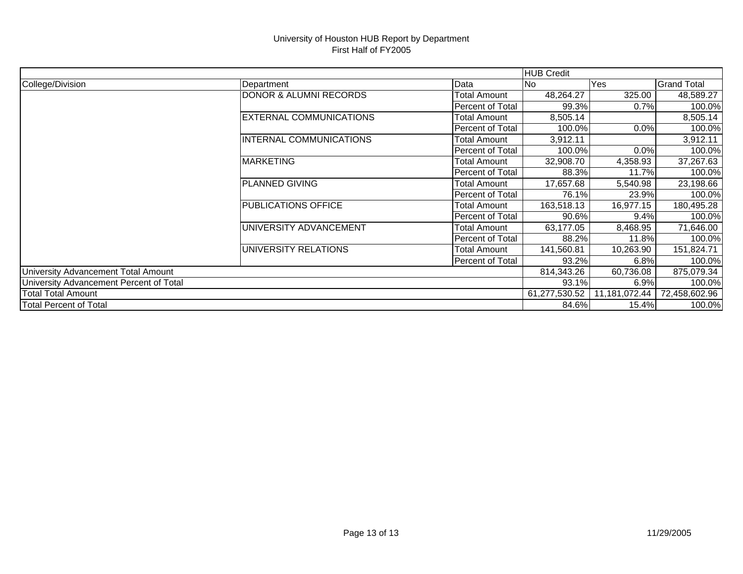University of Houston HUB Report by Department
First Half of FY2005

| | | | HUB Credit | | |
|---|---|---|---|---|---|
| College/Division | Department | Data | No | Yes | Grand Total |
| | DONOR & ALUMNI RECORDS | Total Amount | 48,264.27 | 325.00 | 48,589.27 |
| | | Percent of Total | 99.3% | 0.7% | 100.0% |
| | EXTERNAL COMMUNICATIONS | Total Amount | 8,505.14 | | 8,505.14 |
| | | Percent of Total | 100.0% | 0.0% | 100.0% |
| | INTERNAL COMMUNICATIONS | Total Amount | 3,912.11 | | 3,912.11 |
| | | Percent of Total | 100.0% | 0.0% | 100.0% |
| | MARKETING | Total Amount | 32,908.70 | 4,358.93 | 37,267.63 |
| | | Percent of Total | 88.3% | 11.7% | 100.0% |
| | PLANNED GIVING | Total Amount | 17,657.68 | 5,540.98 | 23,198.66 |
| | | Percent of Total | 76.1% | 23.9% | 100.0% |
| | PUBLICATIONS OFFICE | Total Amount | 163,518.13 | 16,977.15 | 180,495.28 |
| | | Percent of Total | 90.6% | 9.4% | 100.0% |
| | UNIVERSITY ADVANCEMENT | Total Amount | 63,177.05 | 8,468.95 | 71,646.00 |
| | | Percent of Total | 88.2% | 11.8% | 100.0% |
| | UNIVERSITY RELATIONS | Total Amount | 141,560.81 | 10,263.90 | 151,824.71 |
| | | Percent of Total | 93.2% | 6.8% | 100.0% |
| University Advancement Total Amount | | | 814,343.26 | 60,736.08 | 875,079.34 |
| University Advancement Percent of Total | | | 93.1% | 6.9% | 100.0% |
| Total Total Amount | | | 61,277,530.52 | 11,181,072.44 | 72,458,602.96 |
| Total Percent of Total | | | 84.6% | 15.4% | 100.0% |

11/29/2005